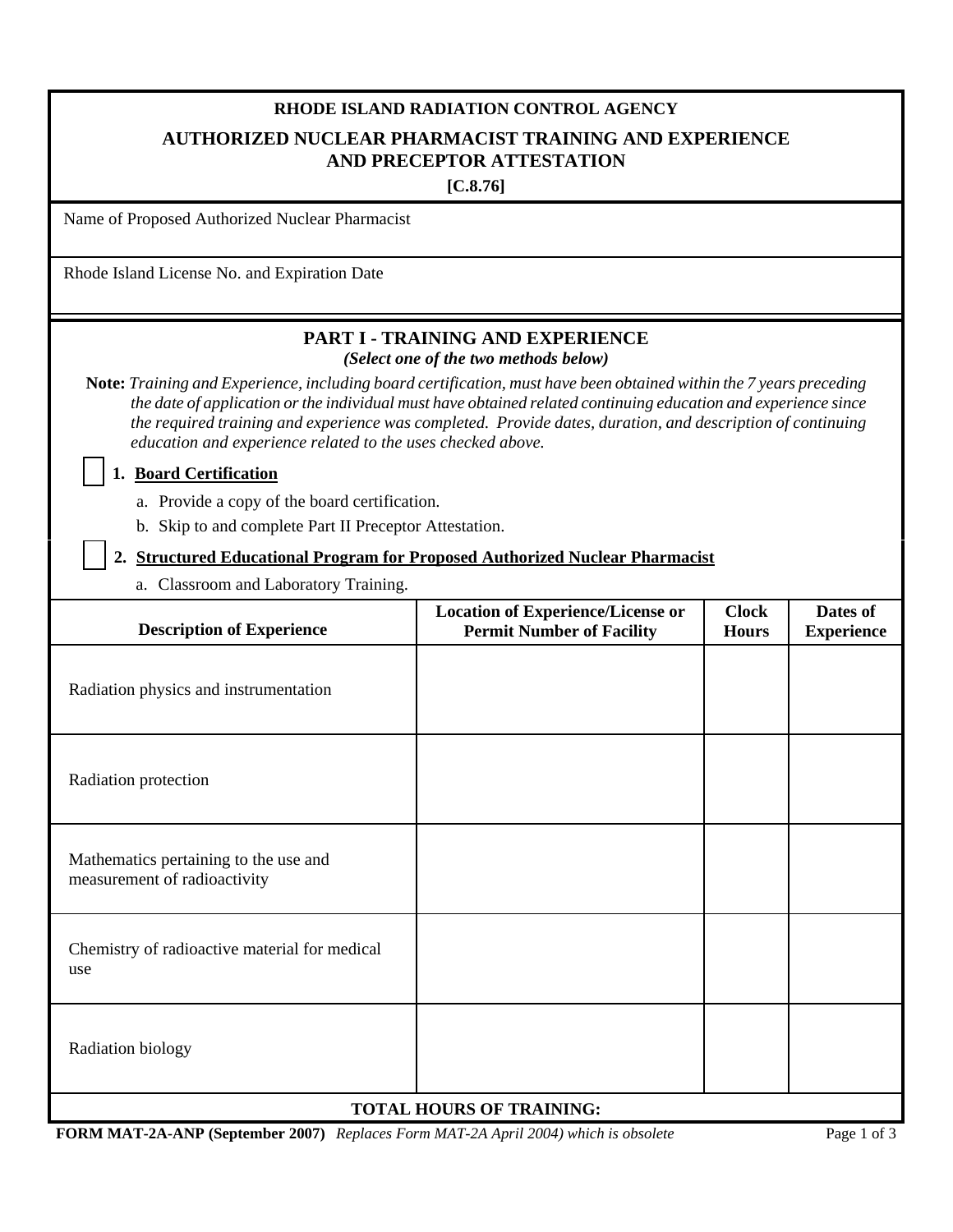# RHODE ISLAND RADIATION CONTROL AGENCY

## AUTHORIZED NUCLEAR PHARMACIST TRAINING AND EXPERIENCE AND PRECEPTOR ATTESTATION

**[C.8.76]**

Name of Proposed Authorized Nuclear Pharmacist

Rhode Island License No. and Expiration Date

## PART I - TRAINING AND EXPERIENCE

*(Select one of the two methods below)*

**Note:** *Training and Experience, including board certification, must have been obtained within the 7 years preceding the date of application or the individual must have obtained related continuing education and experience since the required training and experience was completed. Provide dates, duration, and description of continuing education and experience related to the uses checked above.*

☐ **1. Board Certification**

a. Provide a copy of the board certification.

b. Skip to and complete Part II Preceptor Attestation.

☐ **2. Structured Educational Program for Proposed Authorized Nuclear Pharmacist**

a. Classroom and Laboratory Training.

| Description of Experience | Location of Experience/License or Permit Number of Facility | Clock Hours | Dates of Experience |
|---|---|---|---|
| Radiation physics and instrumentation | | | |
| Radiation protection | | | |
| Mathematics pertaining to the use and measurement of radioactivity | | | |
| Chemistry of radioactive material for medical use | | | |
| Radiation biology | | | |
| **TOTAL HOURS OF TRAINING:** | | | |

**FORM MAT-2A-ANP (September 2007)** *Replaces Form MAT-2A April 2004) which is obsolete*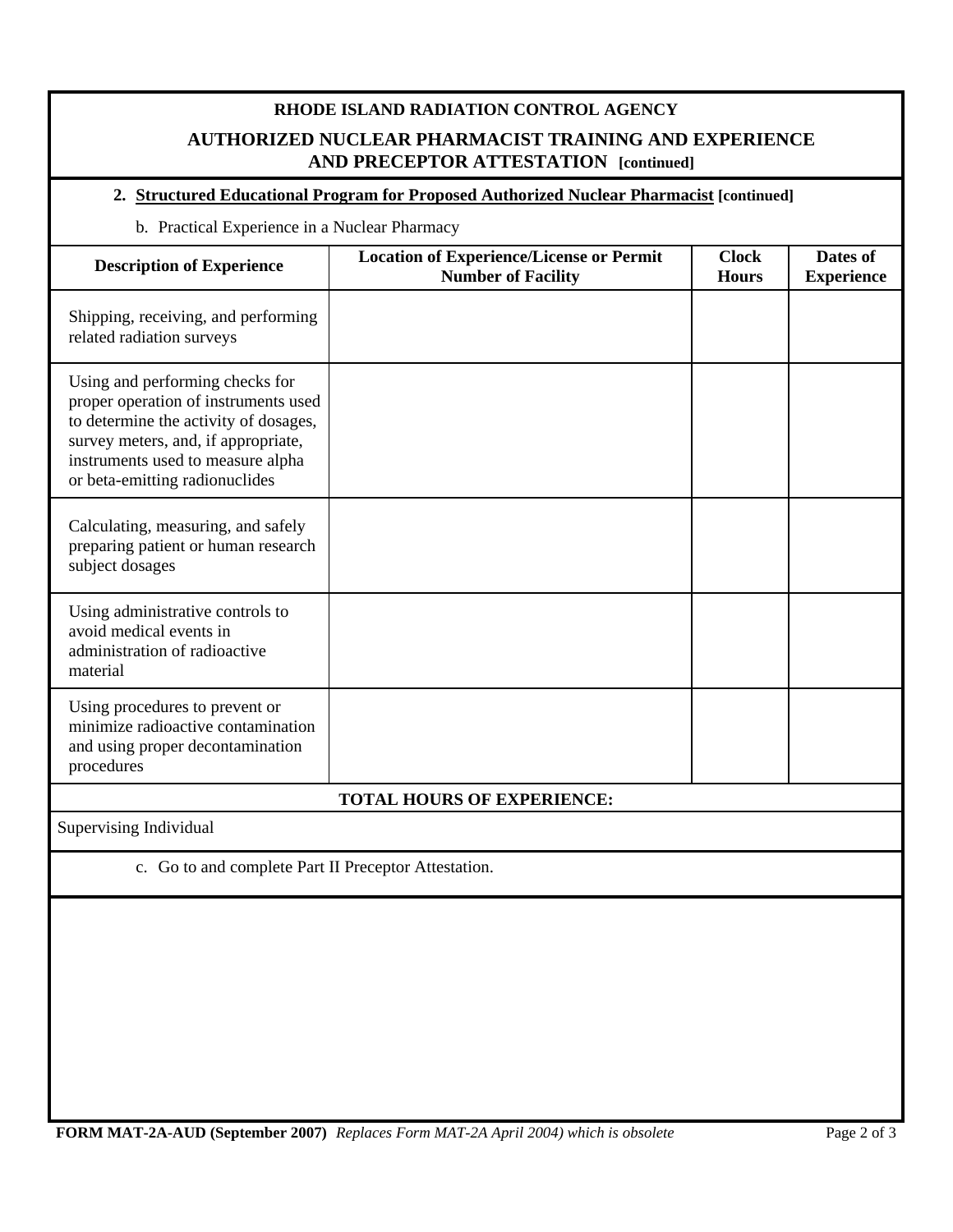**RHODE ISLAND RADIATION CONTROL AGENCY**

**AUTHORIZED NUCLEAR PHARMACIST TRAINING AND EXPERIENCE AND PRECEPTOR ATTESTATION [continued]**

**2. Structured Educational Program for Proposed Authorized Nuclear Pharmacist [continued]**

b. Practical Experience in a Nuclear Pharmacy

| Description of Experience | Location of Experience/License or Permit Number of Facility | Clock Hours | Dates of Experience |
|---|---|---|---|
| Shipping, receiving, and performing related radiation surveys | | | |
| Using and performing checks for proper operation of instruments used to determine the activity of dosages, survey meters, and, if appropriate, instruments used to measure alpha or beta-emitting radionuclides | | | |
| Calculating, measuring, and safely preparing patient or human research subject dosages | | | |
| Using administrative controls to avoid medical events in administration of radioactive material | | | |
| Using procedures to prevent or minimize radioactive contamination and using proper decontamination procedures | | | |
| **TOTAL HOURS OF EXPERIENCE:** | | | |

Supervising Individual

c. Go to and complete Part II Preceptor Attestation.

**FORM MAT-2A-AUD (September 2007)** *Replaces Form MAT-2A April 2004) which is obsolete*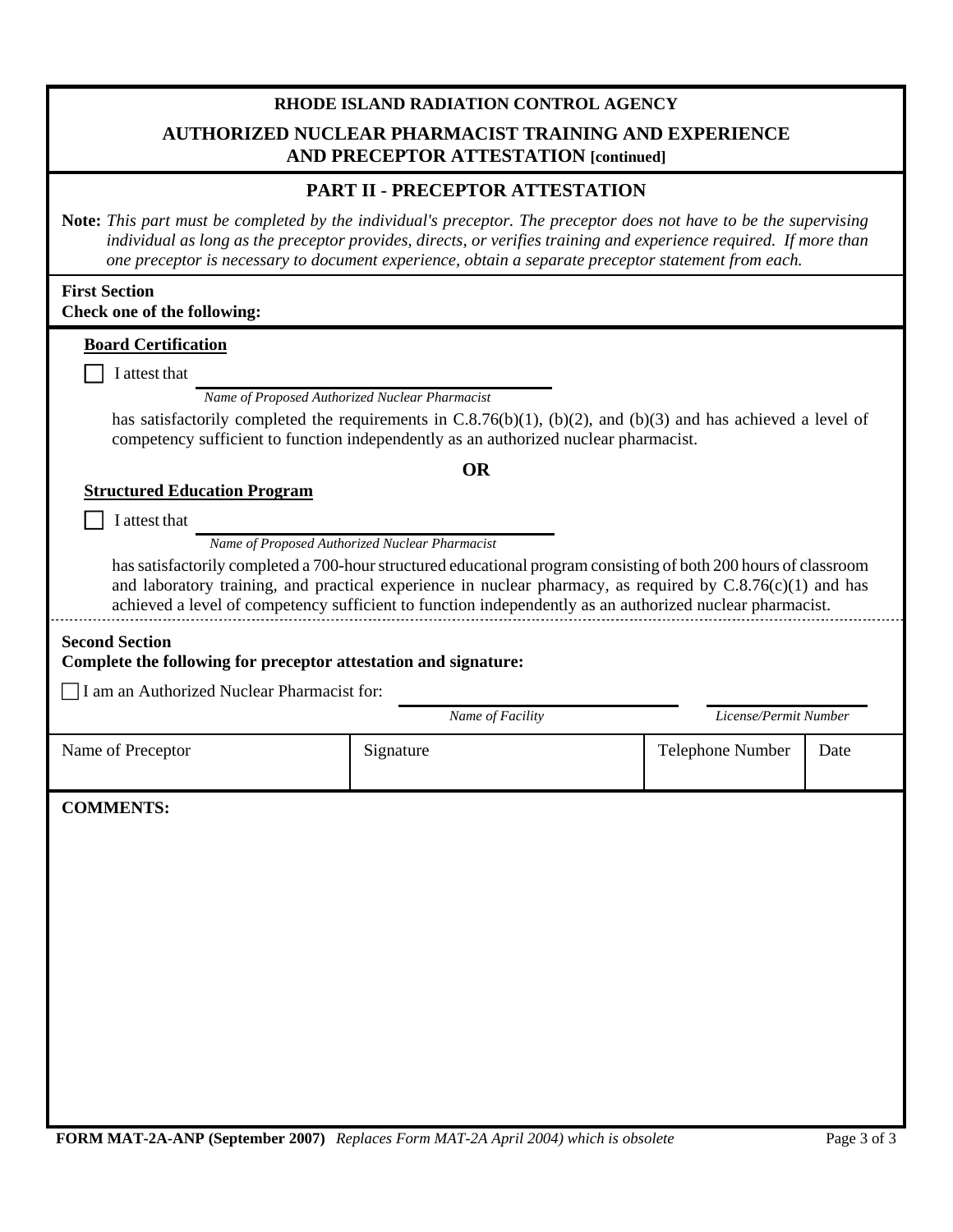**RHODE ISLAND RADIATION CONTROL AGENCY**

**AUTHORIZED NUCLEAR PHARMACIST TRAINING AND EXPERIENCE AND PRECEPTOR ATTESTATION [continued]**

## PART II - PRECEPTOR ATTESTATION

**Note:** *This part must be completed by the individual's preceptor. The preceptor does not have to be the supervising individual as long as the preceptor provides, directs, or verifies training and experience required. If more than one preceptor is necessary to document experience, obtain a separate preceptor statement from each.*

**First Section**
**Check one of the following:**

**Board Certification**

☐ I attest that ______________________________
*Name of Proposed Authorized Nuclear Pharmacist*

has satisfactorily completed the requirements in C.8.76(b)(1), (b)(2), and (b)(3) and has achieved a level of competency sufficient to function independently as an authorized nuclear pharmacist.

**OR**

**Structured Education Program**

☐ I attest that ______________________________
*Name of Proposed Authorized Nuclear Pharmacist*

has satisfactorily completed a 700-hour structured educational program consisting of both 200 hours of classroom and laboratory training, and practical experience in nuclear pharmacy, as required by C.8.76(c)(1) and has achieved a level of competency sufficient to function independently as an authorized nuclear pharmacist.

**Second Section**
**Complete the following for preceptor attestation and signature:**

☐ I am an Authorized Nuclear Pharmacist for: ______________________________ ____________________
*Name of Facility* *License/Permit Number*

| Name of Preceptor | Signature | Telephone Number | Date |
|---|---|---|---|
| | | | |

**COMMENTS:**

**FORM MAT-2A-ANP (September 2007)** *Replaces Form MAT-2A April 2004) which is obsolete*